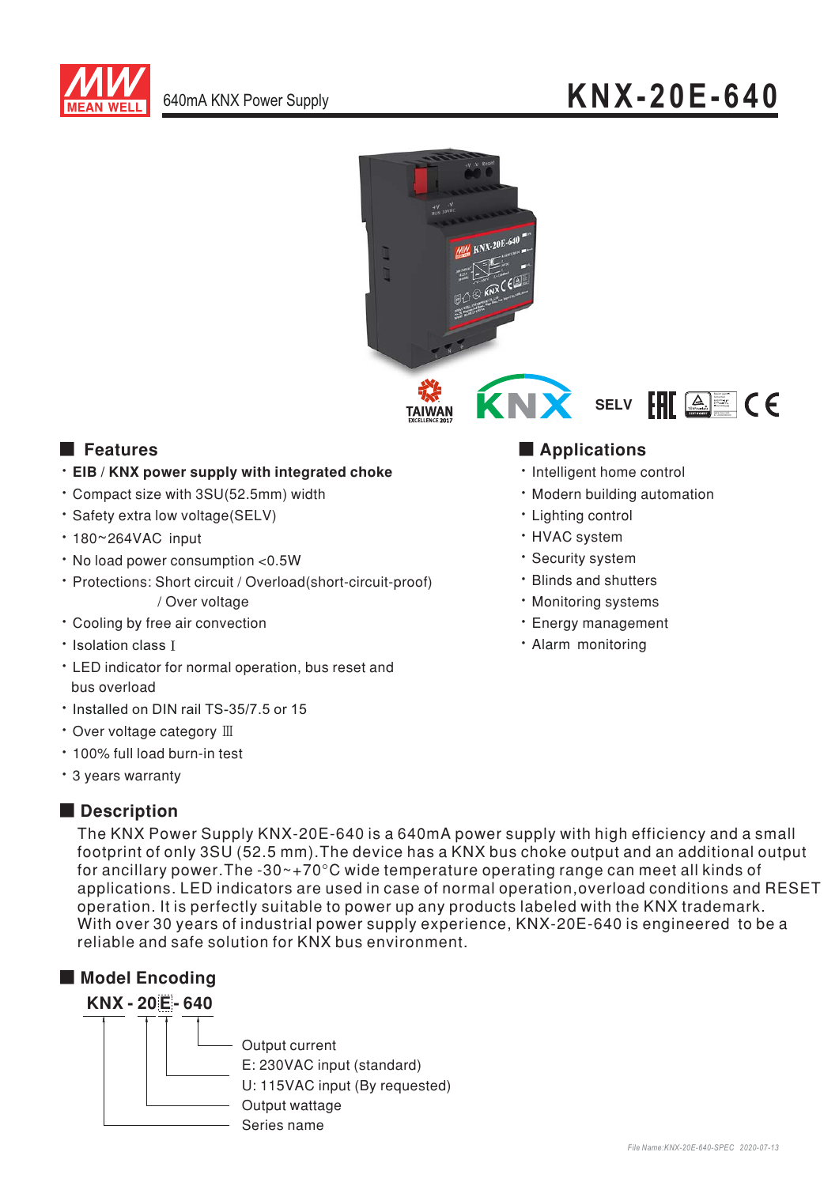# KNX-20E-640

640mA KNX Power Supply

SELV

## Features

- **EIB / KNX power supply with integrated choke**
- Compact size with 3SU(52.5mm) width
- Safety extra low voltage(SELV)
- 180~264VAC input
- No load power consumption <0.5W
- Protections: Short circuit / Overload(short-circuit-proof) / Over voltage
- Cooling by free air convection
- Isolation class Ⅰ
- LED indicator for normal operation, bus reset and bus overload
- Installed on DIN rail TS-35/7.5 or 15
- Over voltage category Ⅲ
- 100% full load burn-in test
- 3 years warranty

## Applications

- Intelligent home control
- Modern building automation
- Lighting control
- HVAC system
- Security system
- Blinds and shutters
- Monitoring systems
- Energy management
- Alarm monitoring

## Description

The KNX Power Supply KNX-20E-640 is a 640mA power supply with high efficiency and a small footprint of only 3SU (52.5 mm).The device has a KNX bus choke output and an additional output for ancillary power.The -30~+70°C wide temperature operating range can meet all kinds of applications. LED indicators are used in case of normal operation,overload conditions and RESET operation. It is perfectly suitable to power up any products labeled with the KNX trademark. With over 30 years of industrial power supply experience, KNX-20E-640 is engineered to be a reliable and safe solution for KNX bus environment.

## Model Encoding

**KNX - 20 E - 640**

- 640: Output current
- E: 230VAC input (standard); U: 115VAC input (By requested)
- 20: Output wattage
- KNX: Series name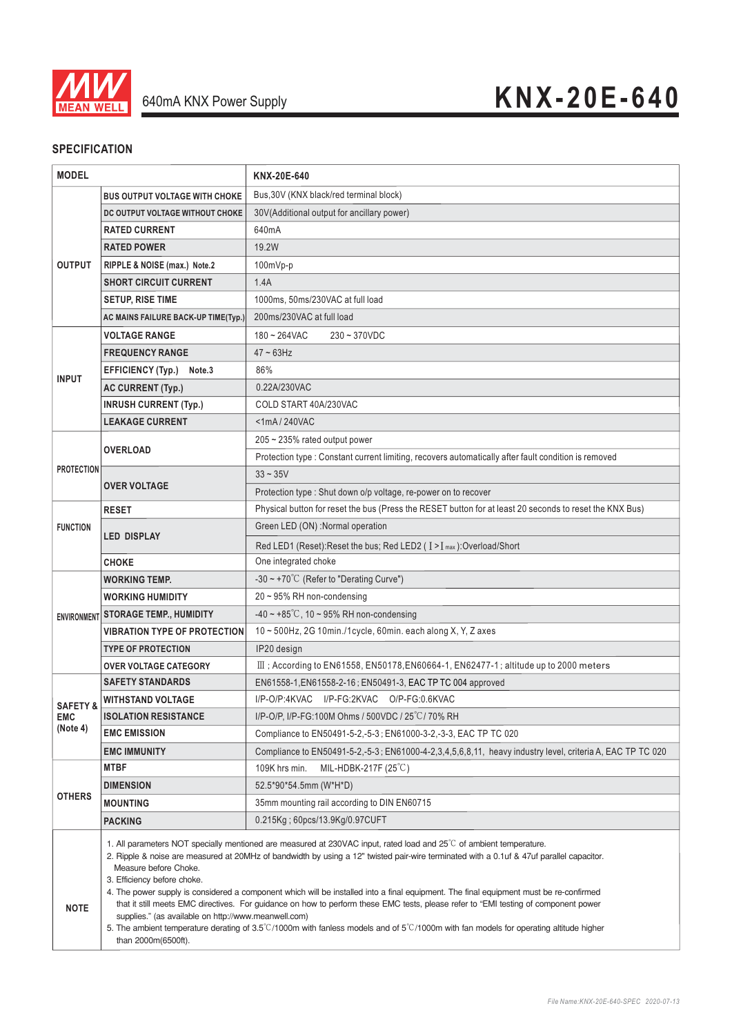640mA KNX Power Supply

# KNX-20E-640

## SPECIFICATION

| MODEL | | KNX-20E-640 |
|---|---|---|
| OUTPUT | BUS OUTPUT VOLTAGE WITH CHOKE | Bus,30V (KNX black/red terminal block) |
| | DC OUTPUT VOLTAGE WITHOUT CHOKE | 30V(Additional output for ancillary power) |
| | RATED CURRENT | 640mA |
| | RATED POWER | 19.2W |
| | RIPPLE & NOISE (max.) Note.2 | 100mVp-p |
| | SHORT CIRCUIT CURRENT | 1.4A |
| | SETUP, RISE TIME | 1000ms, 50ms/230VAC at full load |
| | AC MAINS FAILURE BACK-UP TIME(Typ.) | 200ms/230VAC at full load |
| INPUT | VOLTAGE RANGE | 180 ~ 264VAC 230 ~ 370VDC |
| | FREQUENCY RANGE | 47 ~ 63Hz |
| | EFFICIENCY (Typ.) Note.3 | 86% |
| | AC CURRENT (Typ.) | 0.22A/230VAC |
| | INRUSH CURRENT (Typ.) | COLD START 40A/230VAC |
| | LEAKAGE CURRENT | <1mA / 240VAC |
| PROTECTION | OVERLOAD | 205 ~ 235% rated output power |
| | | Protection type : Constant current limiting, recovers automatically after fault condition is removed |
| | OVER VOLTAGE | 33 ~ 35V |
| | | Protection type : Shut down o/p voltage, re-power on to recover |
| FUNCTION | RESET | Physical button for reset the bus (Press the RESET button for at least 20 seconds to reset the KNX Bus) |
| | LED DISPLAY | Green LED (ON) :Normal operation |
| | | Red LED1 (Reset):Reset the bus; Red LED2 ( $I > I_{max}$ ):Overload/Short |
| | CHOKE | One integrated choke |
| ENVIRONMENT | WORKING TEMP. | -30 ~ +70℃ (Refer to "Derating Curve") |
| | WORKING HUMIDITY | 20 ~ 95% RH non-condensing |
| | STORAGE TEMP., HUMIDITY | -40 ~ +85℃, 10 ~ 95% RH non-condensing |
| | VIBRATION TYPE OF PROTECTION | 10 ~ 500Hz, 2G 10min./1cycle, 60min. each along X, Y, Z axes |
| | TYPE OF PROTECTION | IP20 design |
| | OVER VOLTAGE CATEGORY | Ⅲ ; According to EN61558, EN50178,EN60664-1, EN62477-1 ; altitude up to 2000 meters |
| SAFETY & EMC (Note 4) | SAFETY STANDARDS | EN61558-1,EN61558-2-16 ; EN50491-3, EAC TP TC 004 approved |
| | WITHSTAND VOLTAGE | I/P-O/P:4KVAC I/P-FG:2KVAC O/P-FG:0.6KVAC |
| | ISOLATION RESISTANCE | I/P-O/P, I/P-FG:100M Ohms / 500VDC / 25℃/ 70% RH |
| | EMC EMISSION | Compliance to EN50491-5-2,-5-3 ; EN61000-3-2,-3-3, EAC TP TC 020 |
| | EMC IMMUNITY | Compliance to EN50491-5-2,-5-3 ; EN61000-4-2,3,4,5,6,8,11, heavy industry level, criteria A, EAC TP TC 020 |
| OTHERS | MTBF | 109K hrs min. MIL-HDBK-217F (25℃) |
| | DIMENSION | 52.5*90*54.5mm (W*H*D) |
| | MOUNTING | 35mm mounting rail according to DIN EN60715 |
| | PACKING | 0.215Kg ; 60pcs/13.9Kg/0.97CUFT |

**NOTE**

1. All parameters NOT specially mentioned are measured at 230VAC input, rated load and 25℃ of ambient temperature.
2. Ripple & noise are measured at 20MHz of bandwidth by using a 12" twisted pair-wire terminated with a 0.1uf & 47uf parallel capacitor. Measure before Choke.
3. Efficiency before choke.
4. The power supply is considered a component which will be installed into a final equipment. The final equipment must be re-confirmed that it still meets EMC directives. For guidance on how to perform these EMC tests, please refer to "EMI testing of component power supplies." (as available on http://www.meanwell.com)
5. The ambient temperature derating of 3.5℃/1000m with fanless models and of 5℃/1000m with fan models for operating altitude higher than 2000m(6500ft).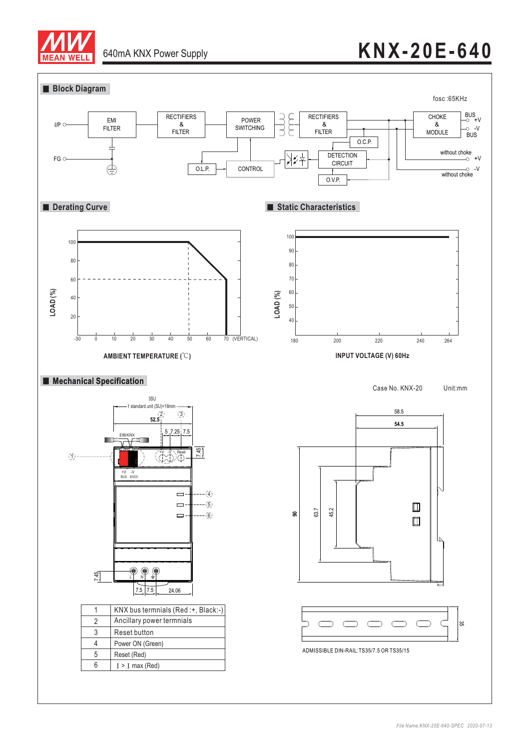# KNX-20E-640

640mA KNX Power Supply

## Block Diagram

fosc :65KHz

I/P, FG, EMI FILTER, RECTIFIERS & FILTER, POWER SWITCHING, RECTIFIERS & FILTER, CHOKE & MODULE, BUS +V, BUS -V, O.C.P., DETECTION CIRCUIT, O.V.P., O.L.P., CONTROL, without choke +V, without choke -V

## Derating Curve

LOAD (%)

AMBIENT TEMPERATURE (℃)

-30, 0, 10, 20, 30, 40, 50, 60, 70 (VERTICAL)

## Static Characteristics

LOAD (%)

INPUT VOLTAGE (V) 60Hz

180, 200, 220, 240, 264

## Mechanical Specification

Case No. KNX-20 Unit:mm

3SU

1 standard unit (SU)=18mm

52.5, 5, 7.25, 7.5, 7.45, 7.5, 7.5, 24.06

58.5, 54.5, 90, 63.7, 45.2

| | |
|---|---|
| 1 | KNX bus termnials (Red :+, Black:-) |
| 2 | Ancillary power termnials |
| 3 | Reset button |
| 4 | Power ON (Green) |
| 5 | Reset (Red) |
| 6 | I > I max (Red) |

ADMISSIBLE DIN-RAIL:TS35/7.5 OR TS35/15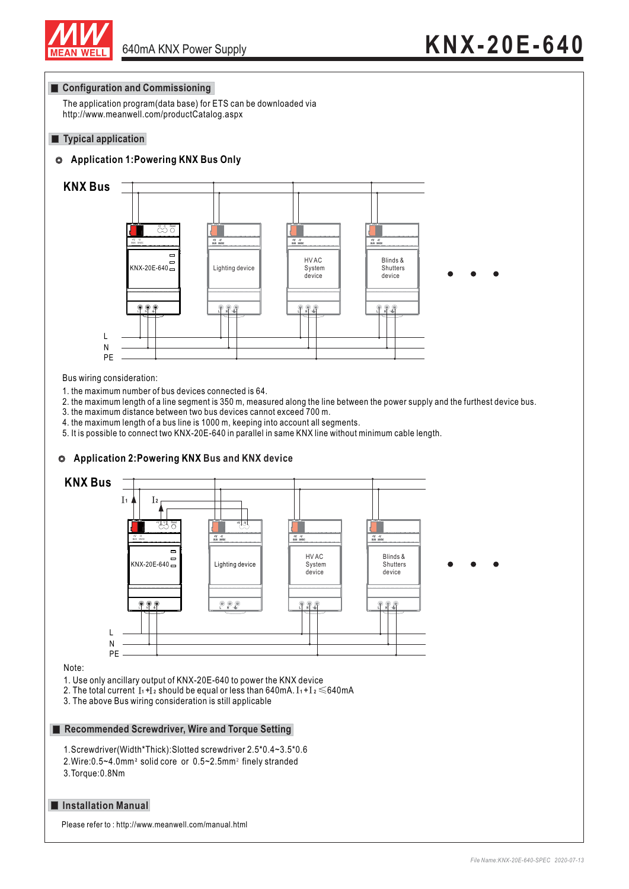## Configuration and Commissioning

The application program(data base) for ETS can be downloaded via http://www.meanwell.com/productCatalog.aspx

## Typical application

### Application 1:Powering KNX Bus Only

KNX Bus

KNX-20E-640

Lighting device

HV AC System device

Blinds & Shutters device

L
N
PE

Bus wiring consideration:

1. the maximum number of bus devices connected is 64.
2. the maximum length of a line segment is 350 m, measured along the line between the power supply and the furthest device bus.
3. the maximum distance between two bus devices cannot exceed 700 m.
4. the maximum length of a bus line is 1000 m, keeping into account all segments.
5. It is possible to connect two KNX-20E-640 in parallel in same KNX line without minimum cable length.

### Application 2:Powering KNX Bus and KNX device

KNX Bus

$I_1$ $I_2$

KNX-20E-640

Lighting device

HV AC System device

Blinds & Shutters device

L
N
PE

Note:

1. Use only ancillary output of KNX-20E-640 to power the KNX device
2. The total current $I_1+I_2$ should be equal or less than 640mA. $I_1+I_2 \leq 640mA$
3. The above Bus wiring consideration is still applicable

## Recommended Screwdriver, Wire and Torque Setting

1. Screwdriver(Width*Thick):Slotted screwdriver 2.5*0.4~3.5*0.6
2. Wire:0.5~4.0mm² solid core or 0.5~2.5mm² finely stranded
3. Torque:0.8Nm

## Installation Manual

Please refer to : http://www.meanwell.com/manual.html